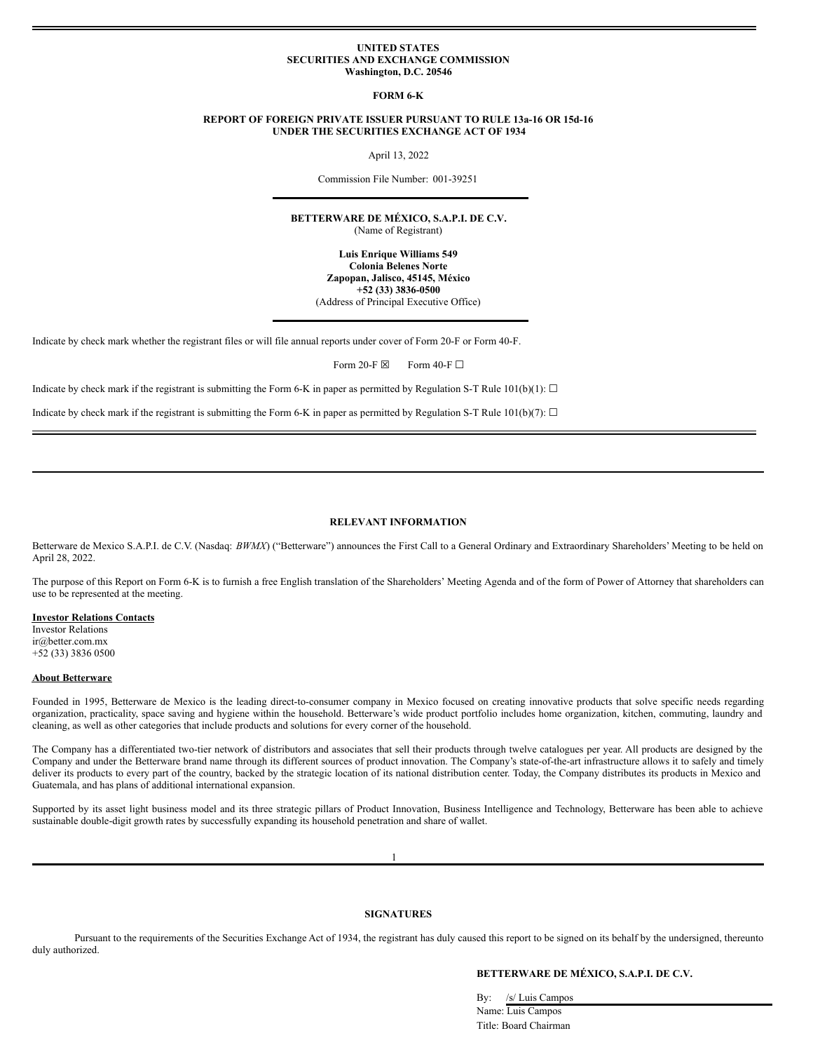**UNITED STATES**
**SECURITIES AND EXCHANGE COMMISSION**
**Washington, D.C. 20546**

**FORM 6-K**

**REPORT OF FOREIGN PRIVATE ISSUER PURSUANT TO RULE 13a-16 OR 15d-16**
**UNDER THE SECURITIES EXCHANGE ACT OF 1934**

April 13, 2022

Commission File Number: 001-39251

**BETTERWARE DE MÉXICO, S.A.P.I. DE C.V.**
(Name of Registrant)

**Luis Enrique Williams 549**
**Colonia Belenes Norte**
**Zapopan, Jalisco, 45145, México**
**+52 (33) 3836-0500**
(Address of Principal Executive Office)

Indicate by check mark whether the registrant files or will file annual reports under cover of Form 20-F or Form 40-F.

Form 20-F ☒ Form 40-F ☐

Indicate by check mark if the registrant is submitting the Form 6-K in paper as permitted by Regulation S-T Rule 101(b)(1): ☐

Indicate by check mark if the registrant is submitting the Form 6-K in paper as permitted by Regulation S-T Rule 101(b)(7): ☐

---

## RELEVANT INFORMATION

Betterware de Mexico S.A.P.I. de C.V. (Nasdaq: *BWMX*) ("Betterware") announces the First Call to a General Ordinary and Extraordinary Shareholders' Meeting to be held on April 28, 2022.

The purpose of this Report on Form 6-K is to furnish a free English translation of the Shareholders' Meeting Agenda and of the form of Power of Attorney that shareholders can use to be represented at the meeting.

**Investor Relations Contacts**
Investor Relations
ir@better.com.mx
+52 (33) 3836 0500

**About Betterware**

Founded in 1995, Betterware de Mexico is the leading direct-to-consumer company in Mexico focused on creating innovative products that solve specific needs regarding organization, practicality, space saving and hygiene within the household. Betterware's wide product portfolio includes home organization, kitchen, commuting, laundry and cleaning, as well as other categories that include products and solutions for every corner of the household.

The Company has a differentiated two-tier network of distributors and associates that sell their products through twelve catalogues per year. All products are designed by the Company and under the Betterware brand name through its different sources of product innovation. The Company's state-of-the-art infrastructure allows it to safely and timely deliver its products to every part of the country, backed by the strategic location of its national distribution center. Today, the Company distributes its products in Mexico and Guatemala, and has plans of additional international expansion.

Supported by its asset light business model and its three strategic pillars of Product Innovation, Business Intelligence and Technology, Betterware has been able to achieve sustainable double-digit growth rates by successfully expanding its household penetration and share of wallet.

---

## SIGNATURES

Pursuant to the requirements of the Securities Exchange Act of 1934, the registrant has duly caused this report to be signed on its behalf by the undersigned, thereunto duly authorized.

**BETTERWARE DE MÉXICO, S.A.P.I. DE C.V.**

By: /s/ Luis Campos
Name: Luis Campos
Title: Board Chairman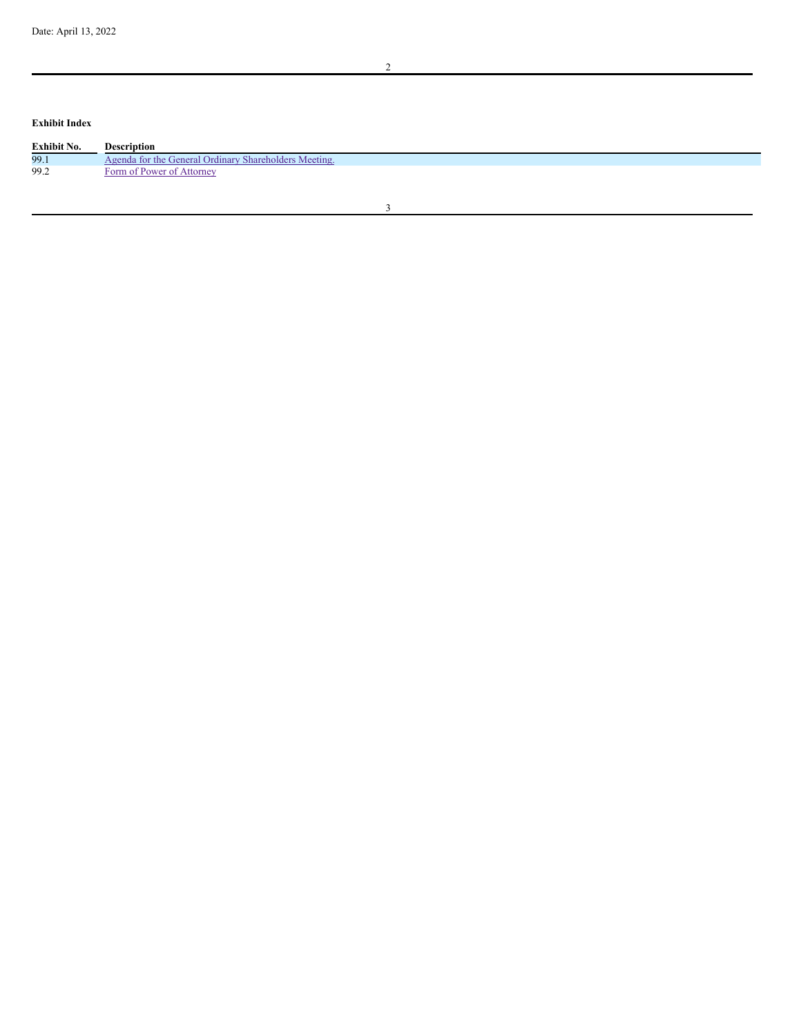Date: April 13, 2022

**Exhibit Index**

| Exhibit No. | Description |
| --- | --- |
| 99.1 | Agenda for the General Ordinary Shareholders Meeting. |
| 99.2 | Form of Power of Attorney |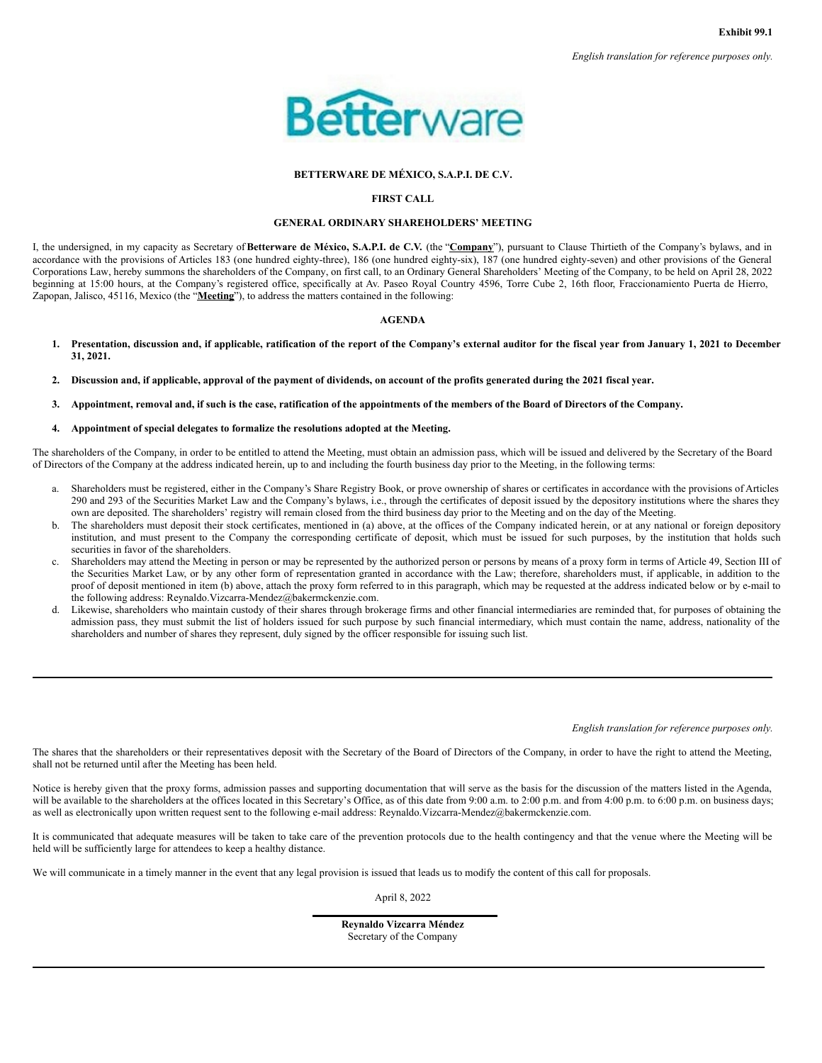Exhibit 99.1

*English translation for reference purposes only.*

**BETTERWARE DE MÉXICO, S.A.P.I. DE C.V.**

**FIRST CALL**

**GENERAL ORDINARY SHAREHOLDERS' MEETING**

I, the undersigned, in my capacity as Secretary of **Betterware de México, S.A.P.I. de C.V.** (the "**Company**"), pursuant to Clause Thirtieth of the Company's bylaws, and in accordance with the provisions of Articles 183 (one hundred eighty-three), 186 (one hundred eighty-six), 187 (one hundred eighty-seven) and other provisions of the General Corporations Law, hereby summons the shareholders of the Company, on first call, to an Ordinary General Shareholders' Meeting of the Company, to be held on April 28, 2022 beginning at 15:00 hours, at the Company's registered office, specifically at Av. Paseo Royal Country 4596, Torre Cube 2, 16th floor, Fraccionamiento Puerta de Hierro, Zapopan, Jalisco, 45116, Mexico (the "**Meeting**"), to address the matters contained in the following:

**AGENDA**

1. **Presentation, discussion and, if applicable, ratification of the report of the Company's external auditor for the fiscal year from January 1, 2021 to December 31, 2021.**
2. **Discussion and, if applicable, approval of the payment of dividends, on account of the profits generated during the 2021 fiscal year.**
3. **Appointment, removal and, if such is the case, ratification of the appointments of the members of the Board of Directors of the Company.**
4. **Appointment of special delegates to formalize the resolutions adopted at the Meeting.**

The shareholders of the Company, in order to be entitled to attend the Meeting, must obtain an admission pass, which will be issued and delivered by the Secretary of the Board of Directors of the Company at the address indicated herein, up to and including the fourth business day prior to the Meeting, in the following terms:

a. Shareholders must be registered, either in the Company's Share Registry Book, or prove ownership of shares or certificates in accordance with the provisions of Articles 290 and 293 of the Securities Market Law and the Company's bylaws, i.e., through the certificates of deposit issued by the depository institutions where the shares they own are deposited. The shareholders' registry will remain closed from the third business day prior to the Meeting and on the day of the Meeting.
b. The shareholders must deposit their stock certificates, mentioned in (a) above, at the offices of the Company indicated herein, or at any national or foreign depository institution, and must present to the Company the corresponding certificate of deposit, which must be issued for such purposes, by the institution that holds such securities in favor of the shareholders.
c. Shareholders may attend the Meeting in person or may be represented by the authorized person or persons by means of a proxy form in terms of Article 49, Section III of the Securities Market Law, or by any other form of representation granted in accordance with the Law; therefore, shareholders must, if applicable, in addition to the proof of deposit mentioned in item (b) above, attach the proxy form referred to in this paragraph, which may be requested at the address indicated below or by e-mail to the following address: Reynaldo.Vizcarra-Mendez@bakermckenzie.com.
d. Likewise, shareholders who maintain custody of their shares through brokerage firms and other financial intermediaries are reminded that, for purposes of obtaining the admission pass, they must submit the list of holders issued for such purpose by such financial intermediary, which must contain the name, address, nationality of the shareholders and number of shares they represent, duly signed by the officer responsible for issuing such list.

*English translation for reference purposes only.*

The shares that the shareholders or their representatives deposit with the Secretary of the Board of Directors of the Company, in order to have the right to attend the Meeting, shall not be returned until after the Meeting has been held.

Notice is hereby given that the proxy forms, admission passes and supporting documentation that will serve as the basis for the discussion of the matters listed in the Agenda, will be available to the shareholders at the offices located in this Secretary's Office, as of this date from 9:00 a.m. to 2:00 p.m. and from 4:00 p.m. to 6:00 p.m. on business days; as well as electronically upon written request sent to the following e-mail address: Reynaldo.Vizcarra-Mendez@bakermckenzie.com.

It is communicated that adequate measures will be taken to take care of the prevention protocols due to the health contingency and that the venue where the Meeting will be held will be sufficiently large for attendees to keep a healthy distance.

We will communicate in a timely manner in the event that any legal provision is issued that leads us to modify the content of this call for proposals.

April 8, 2022

**Reynaldo Vizcarra Méndez**
Secretary of the Company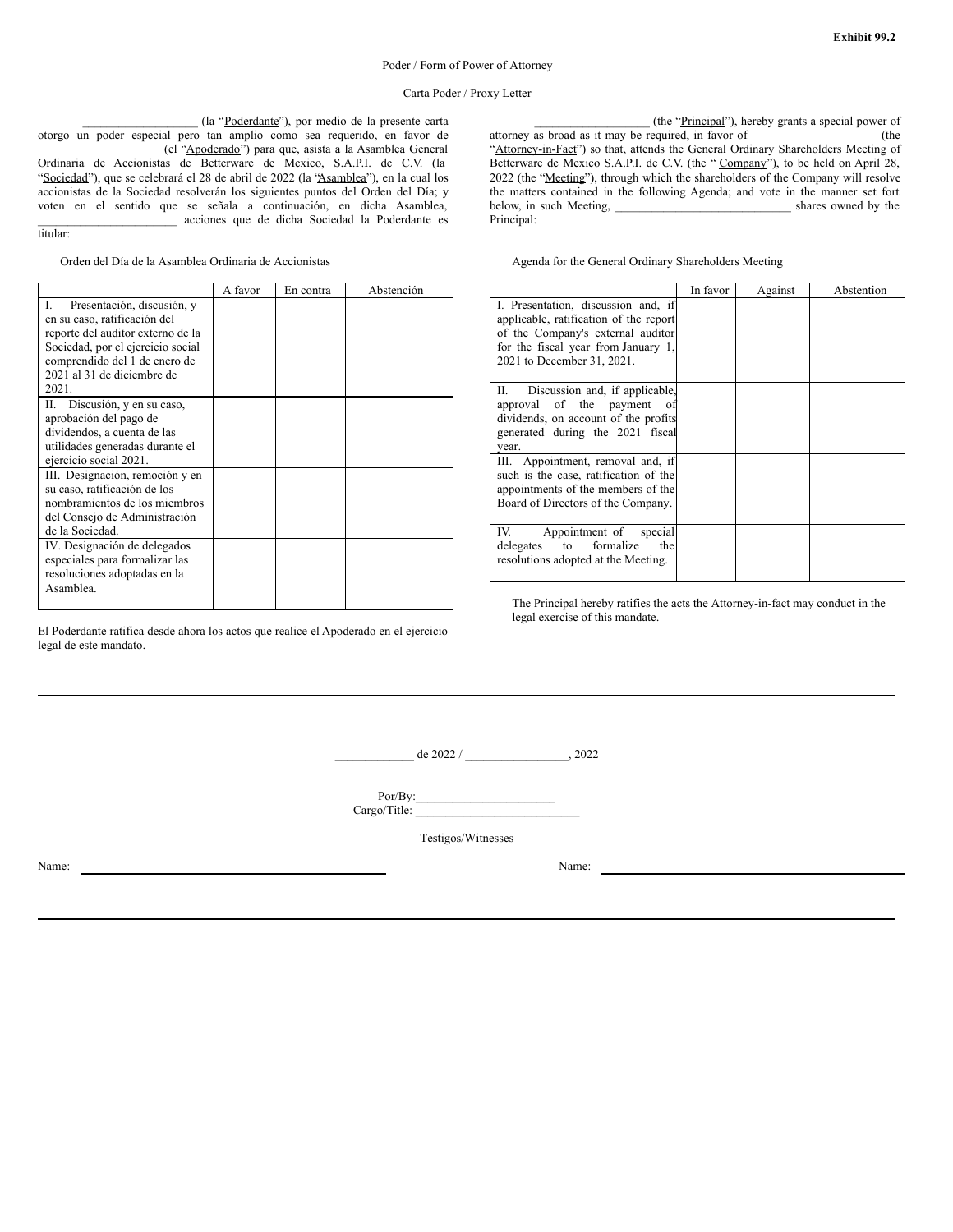**Exhibit 99.2**

Poder / Form of Power of Attorney

Carta Poder / Proxy Letter

__________________ (la "Poderdante"), por medio de la presente carta otorgo un poder especial pero tan amplio como sea requerido, en favor de (el "Apoderado") para que, asista a la Asamblea General Ordinaria de Accionistas de Betterware de Mexico, S.A.P.I. de C.V. (la "Sociedad"), que se celebrará el 28 de abril de 2022 (la "Asamblea"), en la cual los accionistas de la Sociedad resolverán los siguientes puntos del Orden del Día; y voten en el sentido que se señala a continuación, en dicha Asamblea, ______________________ acciones que de dicha Sociedad la Poderdante es titular:

Orden del Día de la Asamblea Ordinaria de Accionistas

| | A favor | En contra | Abstención |
|---|---|---|---|
| I. Presentación, discusión, y en su caso, ratificación del reporte del auditor externo de la Sociedad, por el ejercicio social comprendido del 1 de enero de 2021 al 31 de diciembre de 2021. | | | |
| II. Discusión, y en su caso, aprobación del pago de dividendos, a cuenta de las utilidades generadas durante el ejercicio social 2021. | | | |
| III. Designación, remoción y en su caso, ratificación de los nombramientos de los miembros del Consejo de Administración de la Sociedad. | | | |
| IV. Designación de delegados especiales para formalizar las resoluciones adoptadas en la Asamblea. | | | |

El Poderdante ratifica desde ahora los actos que realice el Apoderado en el ejercicio legal de este mandato.

__________________ (the "Principal"), hereby grants a special power of attorney as broad as it may be required, in favor of (the "Attorney-in-Fact") so that, attends the General Ordinary Shareholders Meeting of Betterware de Mexico S.A.P.I. de C.V. (the " Company"), to be held on April 28, 2022 (the "Meeting"), through which the shareholders of the Company will resolve the matters contained in the following Agenda; and vote in the manner set fort below, in such Meeting, ____________________________ shares owned by the Principal:

Agenda for the General Ordinary Shareholders Meeting

| | In favor | Against | Abstention |
|---|---|---|---|
| I. Presentation, discussion and, if applicable, ratification of the report of the Company's external auditor for the fiscal year from January 1, 2021 to December 31, 2021. | | | |
| II. Discussion and, if applicable, approval of the payment of dividends, on account of the profits generated during the 2021 fiscal year. | | | |
| III. Appointment, removal and, if such is the case, ratification of the appointments of the members of the Board of Directors of the Company. | | | |
| IV. Appointment of special delegates to formalize the resolutions adopted at the Meeting. | | | |

The Principal hereby ratifies the acts the Attorney-in-fact may conduct in the legal exercise of this mandate.

_____________ de 2022 / _________________, 2022

Por/By:_______________________

Cargo/Title: ___________________________

Testigos/Witnesses

Name: ______________________________

Name: ______________________________